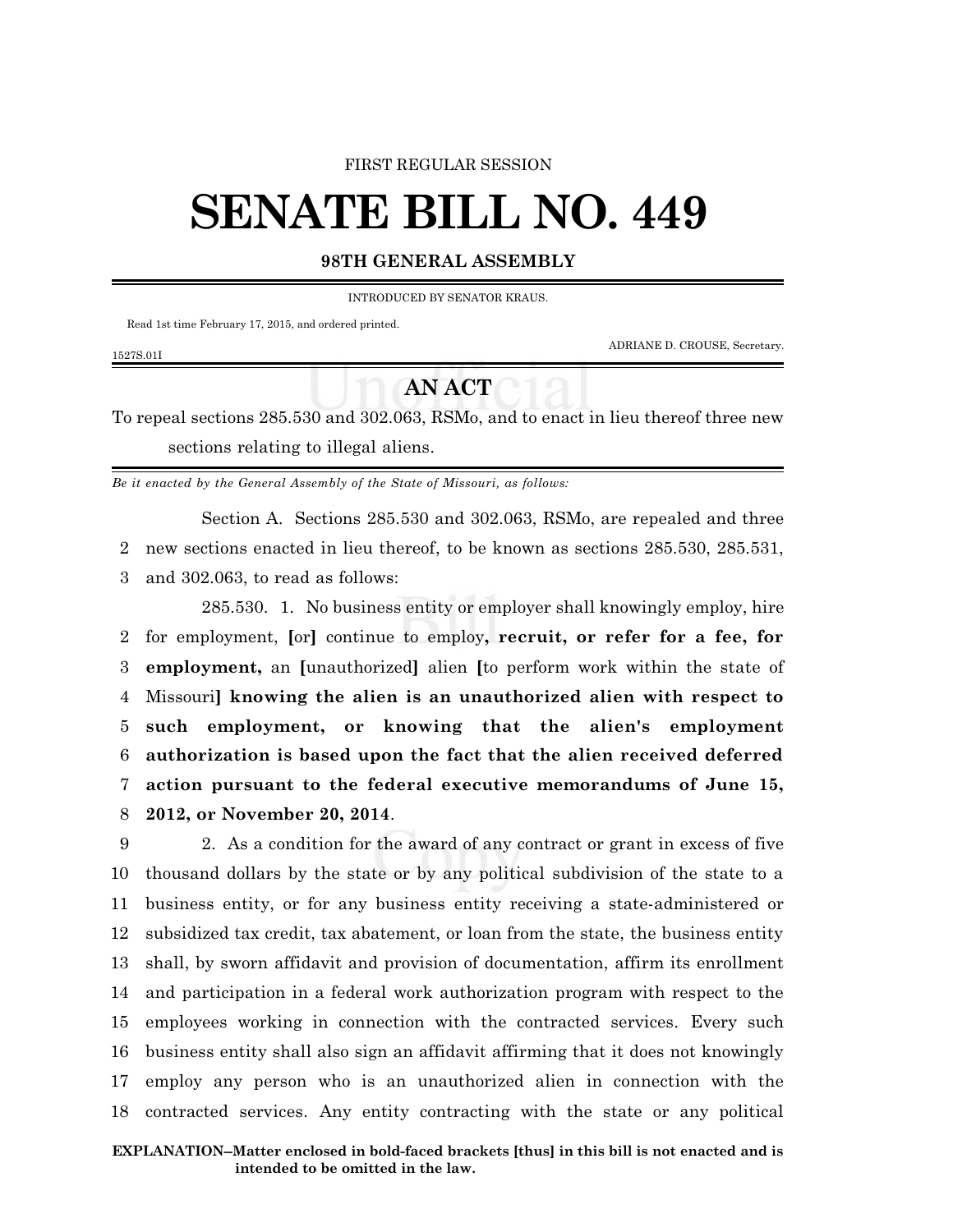FIRST REGULAR SESSION

# SENATE BILL NO. 449

**98TH GENERAL ASSEMBLY**

INTRODUCED BY SENATOR KRAUS.

Read 1st time February 17, 2015, and ordered printed.

ADRIANE D. CROUSE, Secretary.

1527S.01I

## AN ACT

To repeal sections 285.530 and 302.063, RSMo, and to enact in lieu thereof three new sections relating to illegal aliens.

*Be it enacted by the General Assembly of the State of Missouri, as follows:*

Section A. Sections 285.530 and 302.063, RSMo, are repealed and three new sections enacted in lieu thereof, to be known as sections 285.530, 285.531, and 302.063, to read as follows:

285.530. 1. No business entity or employer shall knowingly employ, hire for employment, **[**or**]** continue to employ**, recruit, or refer for a fee, for employment,** an **[**unauthorized**]** alien **[**to perform work within the state of Missouri**]** **knowing the alien is an unauthorized alien with respect to such employment, or knowing that the alien's employment authorization is based upon the fact that the alien received deferred action pursuant to the federal executive memorandums of June 15, 2012, or November 20, 2014**.

2. As a condition for the award of any contract or grant in excess of five thousand dollars by the state or by any political subdivision of the state to a business entity, or for any business entity receiving a state-administered or subsidized tax credit, tax abatement, or loan from the state, the business entity shall, by sworn affidavit and provision of documentation, affirm its enrollment and participation in a federal work authorization program with respect to the employees working in connection with the contracted services. Every such business entity shall also sign an affidavit affirming that it does not knowingly employ any person who is an unauthorized alien in connection with the contracted services. Any entity contracting with the state or any political

**EXPLANATION–Matter enclosed in bold-faced brackets [thus] in this bill is not enacted and is intended to be omitted in the law.**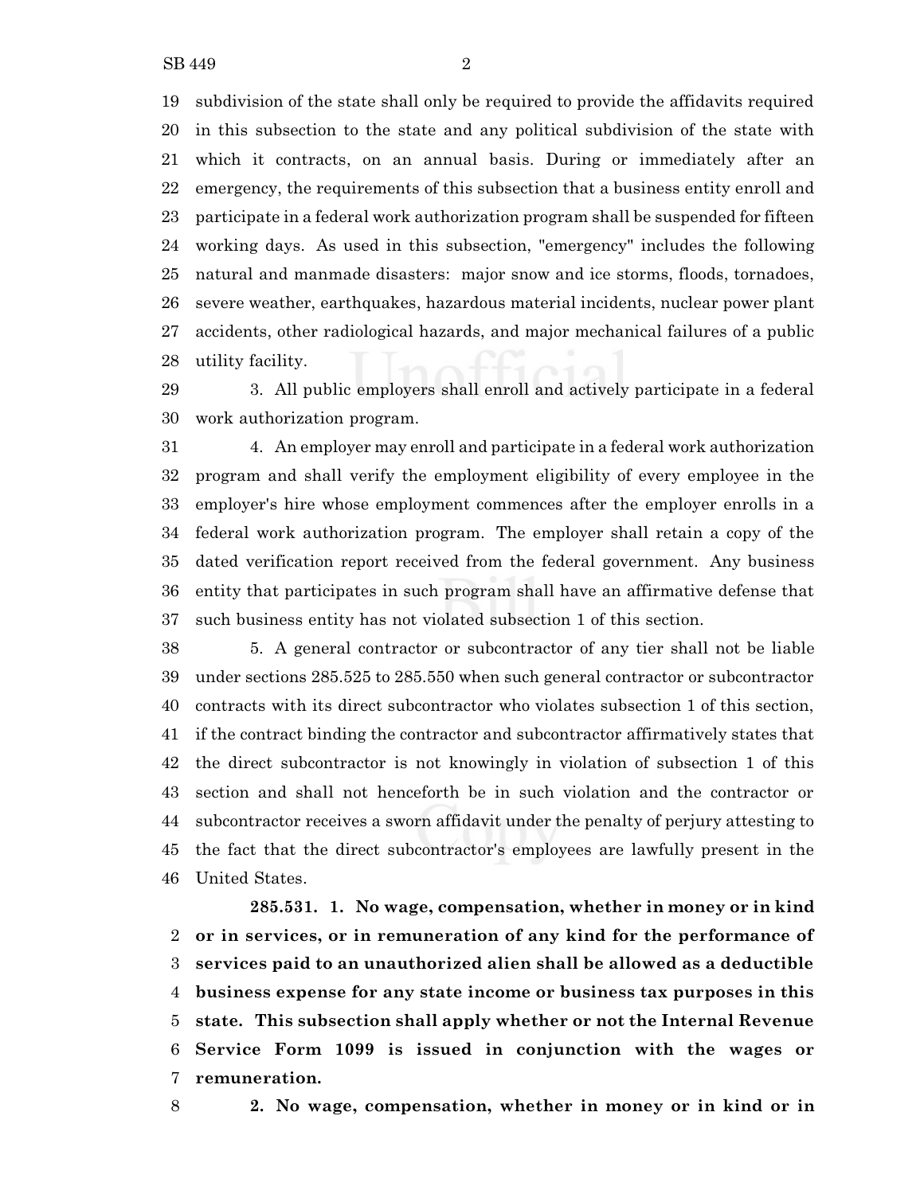subdivision of the state shall only be required to provide the affidavits required in this subsection to the state and any political subdivision of the state with which it contracts, on an annual basis. During or immediately after an emergency, the requirements of this subsection that a business entity enroll and participate in a federal work authorization program shall be suspended for fifteen working days. As used in this subsection, "emergency" includes the following natural and manmade disasters: major snow and ice storms, floods, tornadoes, severe weather, earthquakes, hazardous material incidents, nuclear power plant accidents, other radiological hazards, and major mechanical failures of a public utility facility.

3. All public employers shall enroll and actively participate in a federal work authorization program.

4. An employer may enroll and participate in a federal work authorization program and shall verify the employment eligibility of every employee in the employer's hire whose employment commences after the employer enrolls in a federal work authorization program. The employer shall retain a copy of the dated verification report received from the federal government. Any business entity that participates in such program shall have an affirmative defense that such business entity has not violated subsection 1 of this section.

5. A general contractor or subcontractor of any tier shall not be liable under sections 285.525 to 285.550 when such general contractor or subcontractor contracts with its direct subcontractor who violates subsection 1 of this section, if the contract binding the contractor and subcontractor affirmatively states that the direct subcontractor is not knowingly in violation of subsection 1 of this section and shall not henceforth be in such violation and the contractor or subcontractor receives a sworn affidavit under the penalty of perjury attesting to the fact that the direct subcontractor's employees are lawfully present in the United States.

**285.531. 1. No wage, compensation, whether in money or in kind or in services, or in remuneration of any kind for the performance of services paid to an unauthorized alien shall be allowed as a deductible business expense for any state income or business tax purposes in this state. This subsection shall apply whether or not the Internal Revenue Service Form 1099 is issued in conjunction with the wages or remuneration.**

**2. No wage, compensation, whether in money or in kind or in**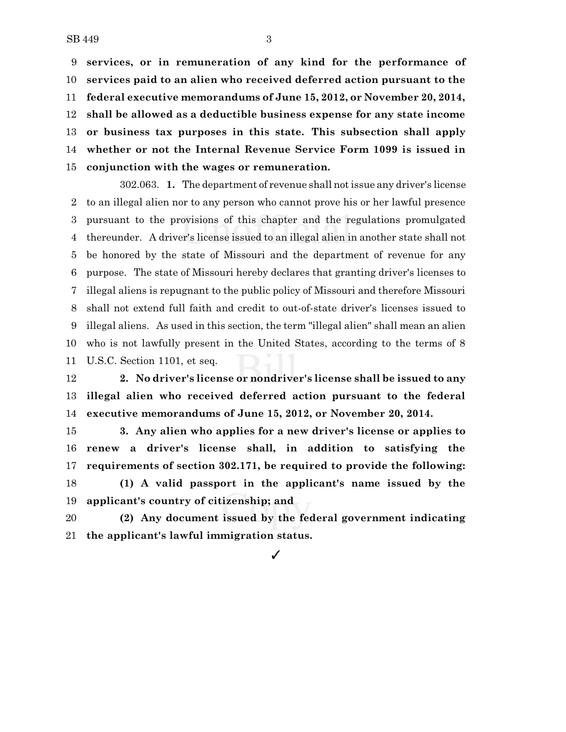**services, or in remuneration of any kind for the performance of services paid to an alien who received deferred action pursuant to the federal executive memorandums of June 15, 2012, or November 20, 2014, shall be allowed as a deductible business expense for any state income or business tax purposes in this state. This subsection shall apply whether or not the Internal Revenue Service Form 1099 is issued in conjunction with the wages or remuneration.**

302.063. **1.** The department of revenue shall not issue any driver's license to an illegal alien nor to any person who cannot prove his or her lawful presence pursuant to the provisions of this chapter and the regulations promulgated thereunder. A driver's license issued to an illegal alien in another state shall not be honored by the state of Missouri and the department of revenue for any purpose. The state of Missouri hereby declares that granting driver's licenses to illegal aliens is repugnant to the public policy of Missouri and therefore Missouri shall not extend full faith and credit to out-of-state driver's licenses issued to illegal aliens. As used in this section, the term "illegal alien" shall mean an alien who is not lawfully present in the United States, according to the terms of 8 U.S.C. Section 1101, et seq.

**2. No driver's license or nondriver's license shall be issued to any illegal alien who received deferred action pursuant to the federal executive memorandums of June 15, 2012, or November 20, 2014.**

**3. Any alien who applies for a new driver's license or applies to renew a driver's license shall, in addition to satisfying the requirements of section 302.171, be required to provide the following:**

**(1) A valid passport in the applicant's name issued by the applicant's country of citizenship; and**

**(2) Any document issued by the federal government indicating the applicant's lawful immigration status.**

✓